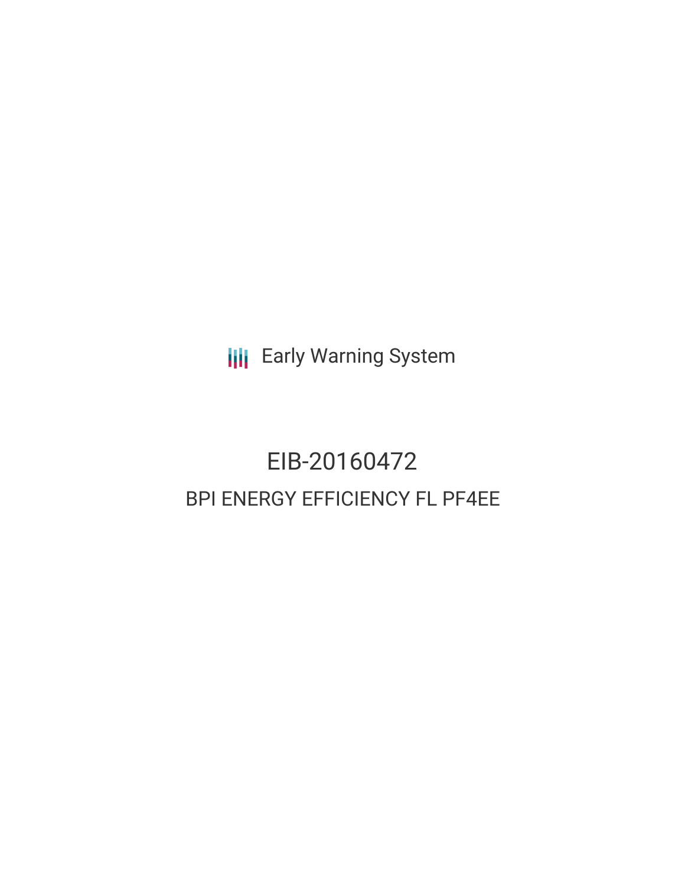Early Warning System

# EIB-20160472

## BPI ENERGY EFFICIENCY FL PF4EE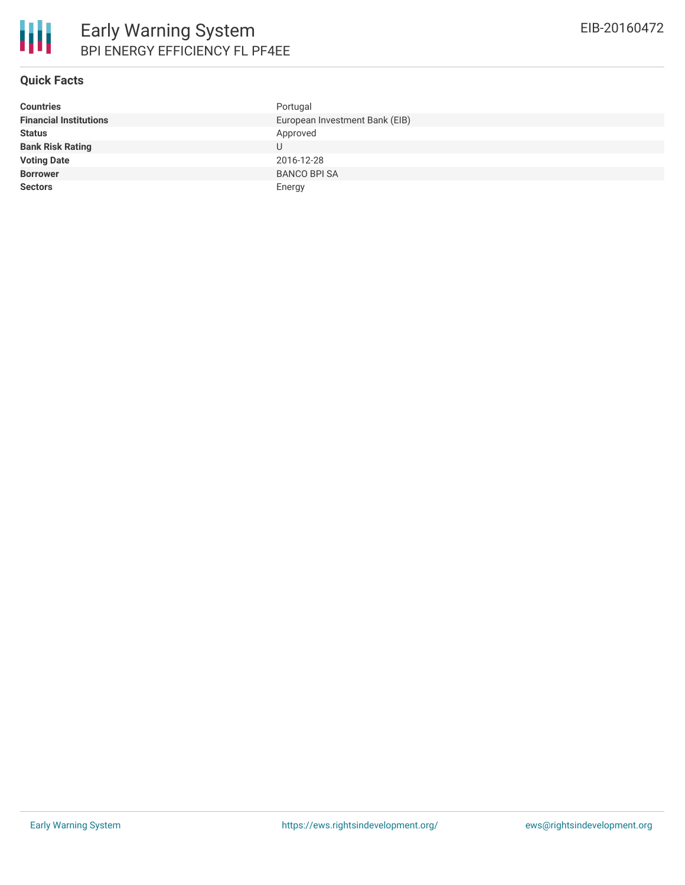# Early Warning System

## BPI ENERGY EFFICIENCY FL PF4EE

EIB-20160472

### Quick Facts

| | |
|---|---|
| **Countries** | Portugal |
| **Financial Institutions** | European Investment Bank (EIB) |
| **Status** | Approved |
| **Bank Risk Rating** | U |
| **Voting Date** | 2016-12-28 |
| **Borrower** | BANCO BPI SA |
| **Sectors** | Energy |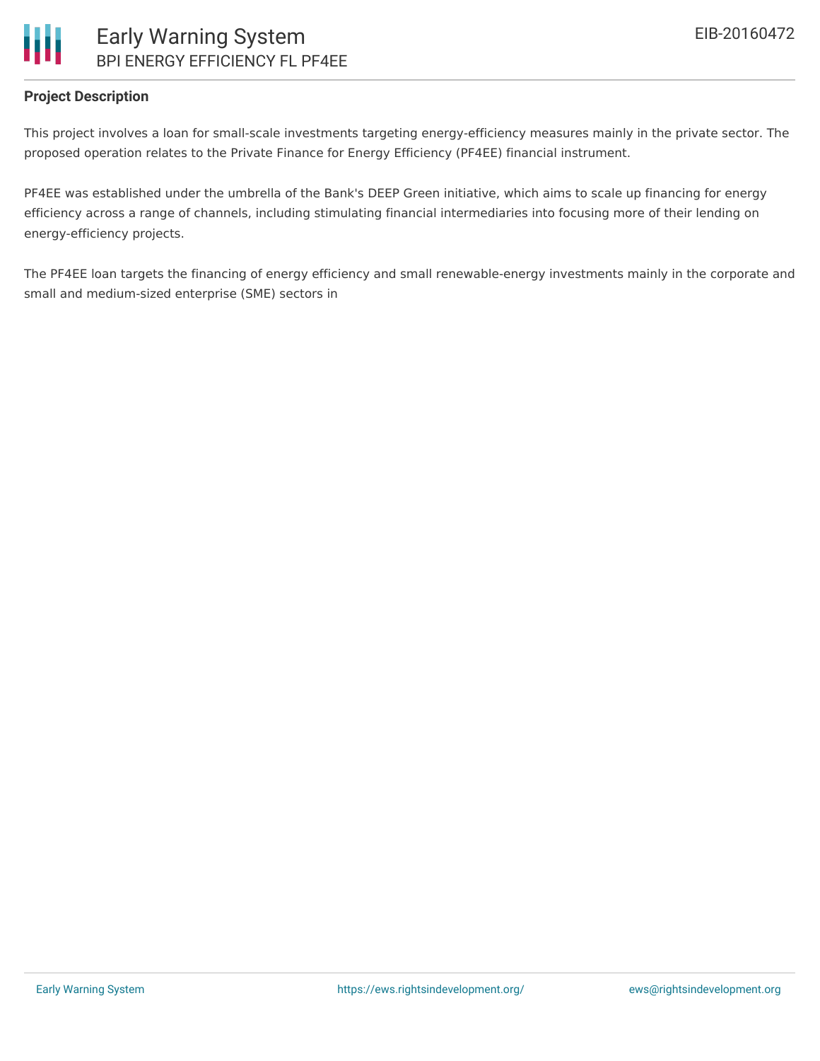### Project Description

This project involves a loan for small-scale investments targeting energy-efficiency measures mainly in the private sector. The proposed operation relates to the Private Finance for Energy Efficiency (PF4EE) financial instrument.

PF4EE was established under the umbrella of the Bank's DEEP Green initiative, which aims to scale up financing for energy efficiency across a range of channels, including stimulating financial intermediaries into focusing more of their lending on energy-efficiency projects.

The PF4EE loan targets the financing of energy efficiency and small renewable-energy investments mainly in the corporate and small and medium-sized enterprise (SME) sectors in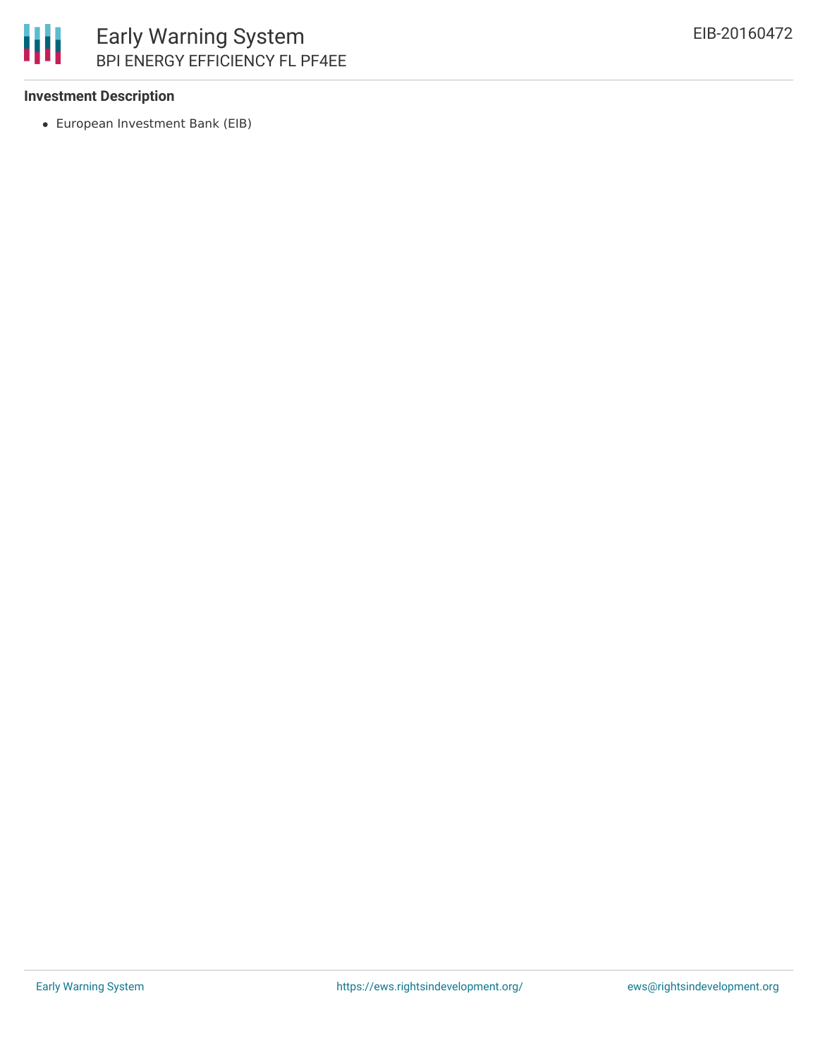**Investment Description**

- European Investment Bank (EIB)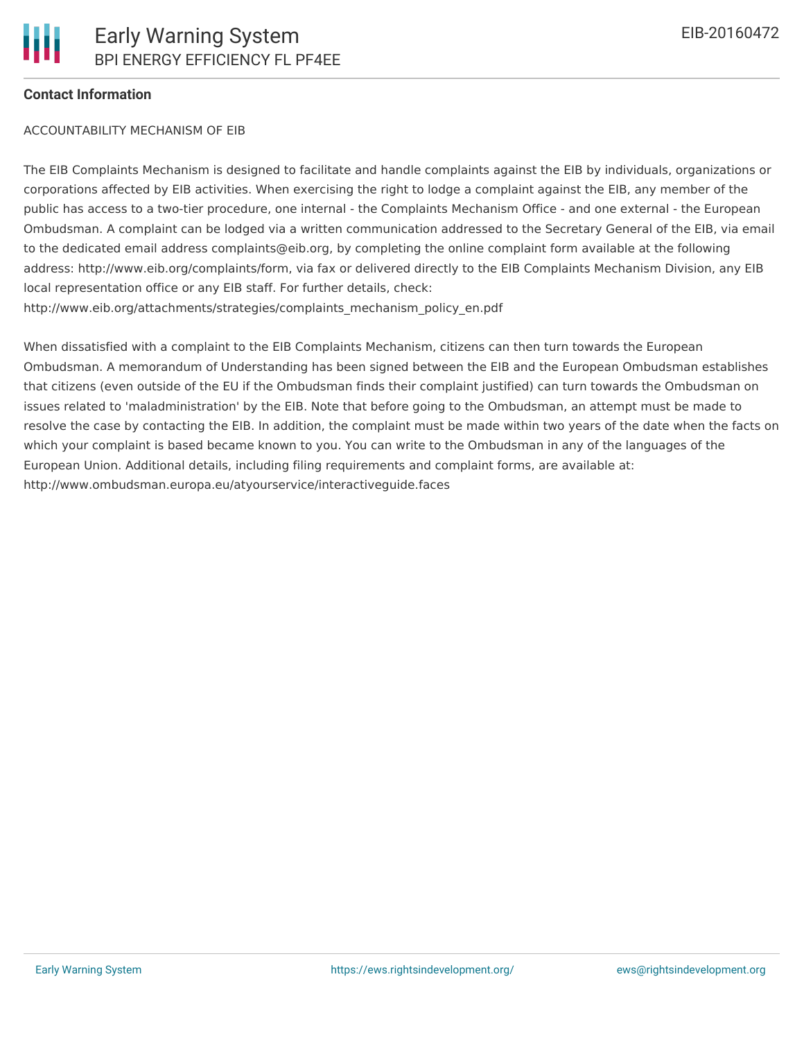## Contact Information

ACCOUNTABILITY MECHANISM OF EIB

The EIB Complaints Mechanism is designed to facilitate and handle complaints against the EIB by individuals, organizations or corporations affected by EIB activities. When exercising the right to lodge a complaint against the EIB, any member of the public has access to a two-tier procedure, one internal - the Complaints Mechanism Office - and one external - the European Ombudsman. A complaint can be lodged via a written communication addressed to the Secretary General of the EIB, via email to the dedicated email address complaints@eib.org, by completing the online complaint form available at the following address: http://www.eib.org/complaints/form, via fax or delivered directly to the EIB Complaints Mechanism Division, any EIB local representation office or any EIB staff. For further details, check: http://www.eib.org/attachments/strategies/complaints_mechanism_policy_en.pdf

When dissatisfied with a complaint to the EIB Complaints Mechanism, citizens can then turn towards the European Ombudsman. A memorandum of Understanding has been signed between the EIB and the European Ombudsman establishes that citizens (even outside of the EU if the Ombudsman finds their complaint justified) can turn towards the Ombudsman on issues related to 'maladministration' by the EIB. Note that before going to the Ombudsman, an attempt must be made to resolve the case by contacting the EIB. In addition, the complaint must be made within two years of the date when the facts on which your complaint is based became known to you. You can write to the Ombudsman in any of the languages of the European Union. Additional details, including filing requirements and complaint forms, are available at: http://www.ombudsman.europa.eu/atyourservice/interactiveguide.faces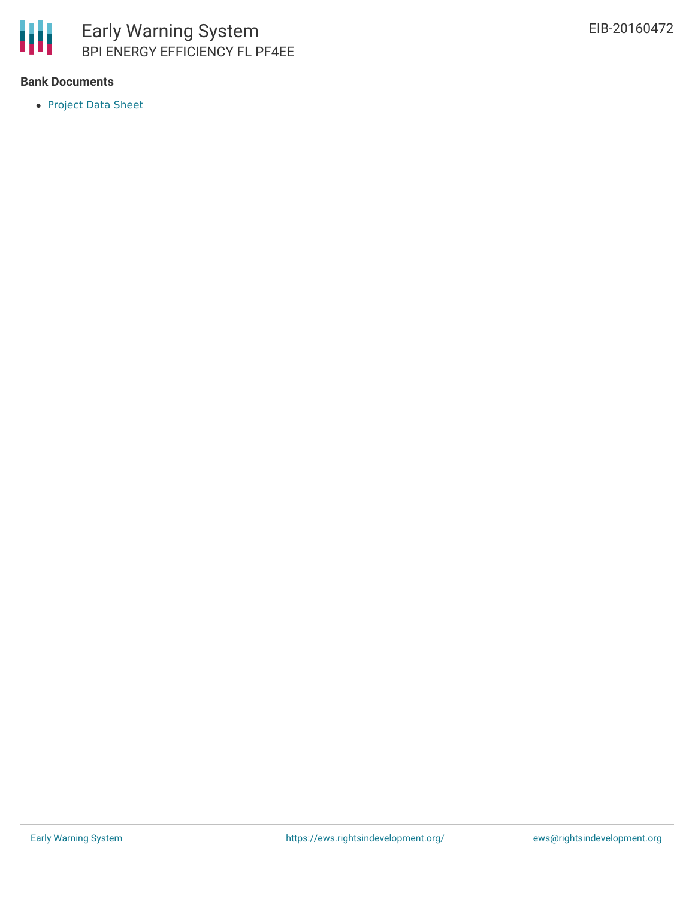**Bank Documents**

- Project Data Sheet